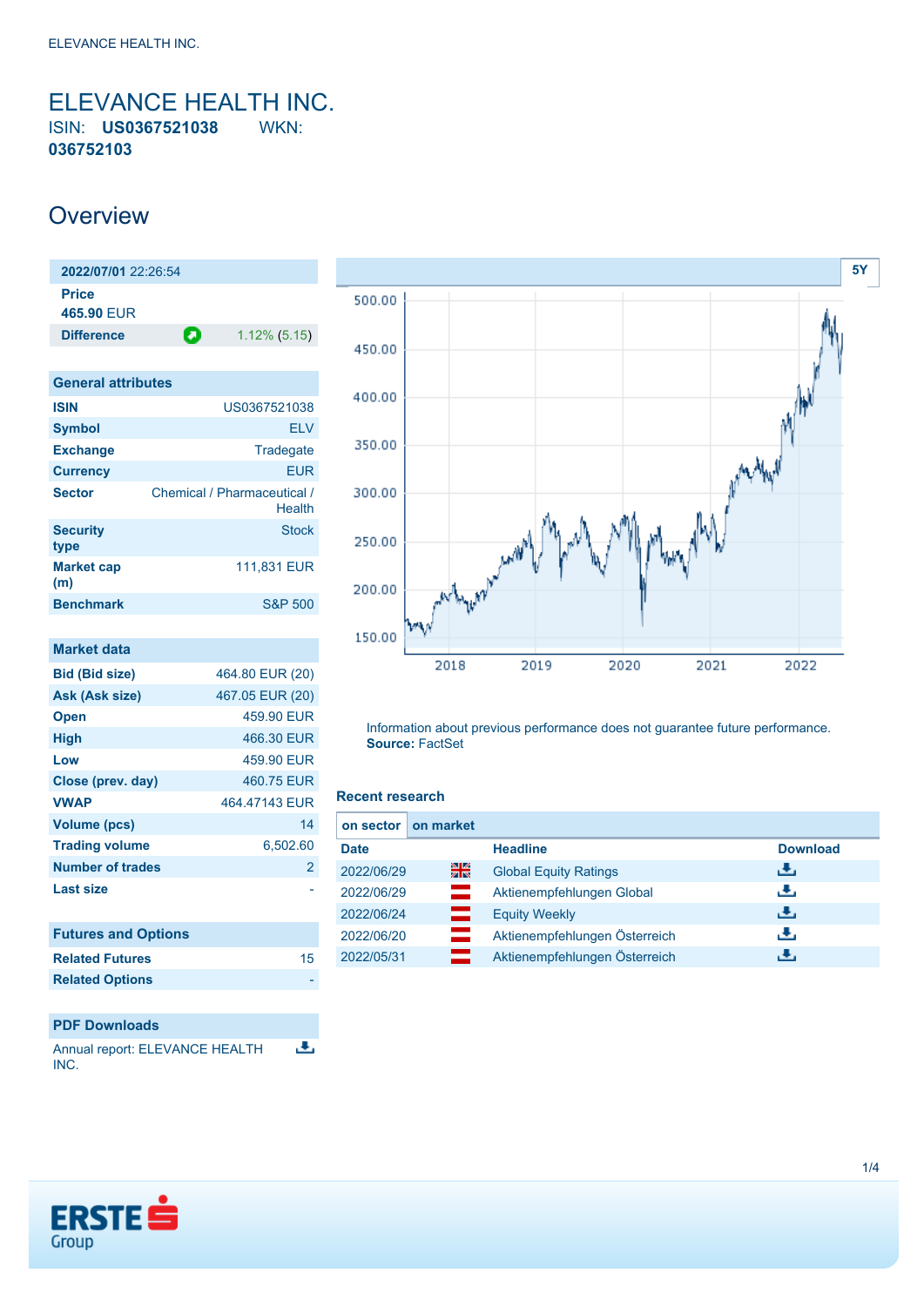# ELEVANCE HEALTH INC.

ISIN: **US0367521038** WKN: **036752103**

## Overview

| 2022/07/01 22:26:54 | |
|---|---|
| Price | |
| 465.90 EUR | |
| Difference | 1.12% (5.15) |

| General attributes | |
|---|---|
| ISIN | US0367521038 |
| Symbol | ELV |
| Exchange | Tradegate |
| Currency | EUR |
| Sector | Chemical / Pharmaceutical / Health |
| Security type | Stock |
| Market cap (m) | 111,831 EUR |
| Benchmark | S&P 500 |

| Market data | |
|---|---|
| Bid (Bid size) | 464.80 EUR (20) |
| Ask (Ask size) | 467.05 EUR (20) |
| Open | 459.90 EUR |
| High | 466.30 EUR |
| Low | 459.90 EUR |
| Close (prev. day) | 460.75 EUR |
| VWAP | 464.47143 EUR |
| Volume (pcs) | 14 |
| Trading volume | 6,502.60 |
| Number of trades | 2 |
| Last size | - |

| Futures and Options | |
|---|---|
| Related Futures | 15 |
| Related Options | - |

| PDF Downloads |
|---|
| Annual report: ELEVANCE HEALTH INC. |

Information about previous performance does not guarantee future performance.
**Source:** FactSet

### Recent research

on sector | on market

| Date | | Headline | Download |
|---|---|---|---|
| 2022/06/29 | | Global Equity Ratings | |
| 2022/06/29 | | Aktienempfehlungen Global | |
| 2022/06/24 | | Equity Weekly | |
| 2022/06/20 | | Aktienempfehlungen Österreich | |
| 2022/05/31 | | Aktienempfehlungen Österreich | |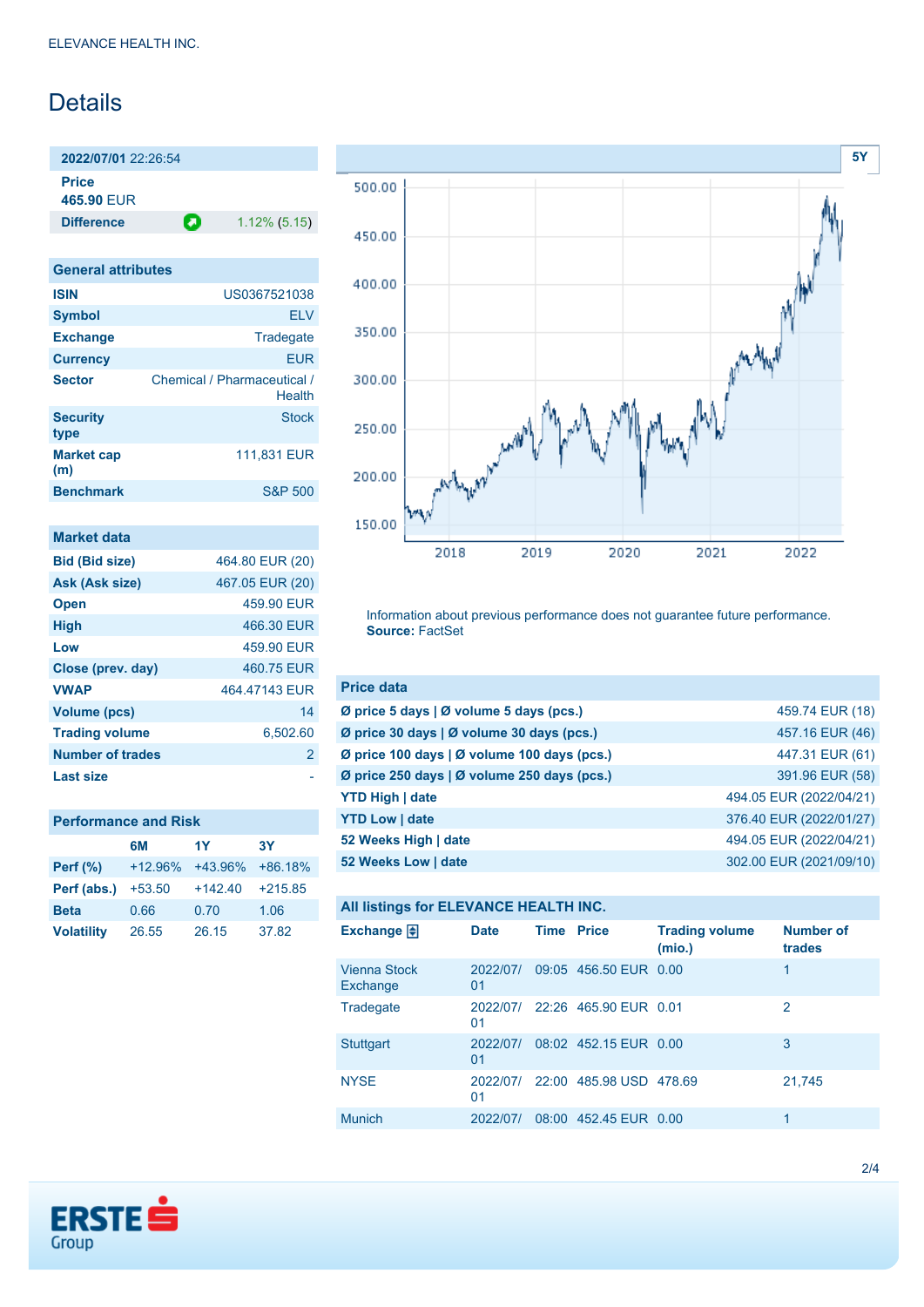# Details

| | |
|---|---|
| **2022/07/01** 22:26:54 | |
| **Price** | |
| **465.90** EUR | |
| **Difference** | 1.12% (5.15) |

| General attributes | |
|---|---|
| **ISIN** | US0367521038 |
| **Symbol** | ELV |
| **Exchange** | Tradegate |
| **Currency** | EUR |
| **Sector** | Chemical / Pharmaceutical / Health |
| **Security type** | Stock |
| **Market cap (m)** | 111,831 EUR |
| **Benchmark** | S&P 500 |

| Market data | |
|---|---|
| **Bid (Bid size)** | 464.80 EUR (20) |
| **Ask (Ask size)** | 467.05 EUR (20) |
| **Open** | 459.90 EUR |
| **High** | 466.30 EUR |
| **Low** | 459.90 EUR |
| **Close (prev. day)** | 460.75 EUR |
| **VWAP** | 464.47143 EUR |
| **Volume (pcs)** | 14 |
| **Trading volume** | 6,502.60 |
| **Number of trades** | 2 |
| **Last size** | - |

**Performance and Risk**

| | 6M | 1Y | 3Y |
|---|---|---|---|
| **Perf (%)** | +12.96% | +43.96% | +86.18% |
| **Perf (abs.)** | +53.50 | +142.40 | +215.85 |
| **Beta** | 0.66 | 0.70 | 1.06 |
| **Volatility** | 26.55 | 26.15 | 37.82 |

5Y

500.00
450.00
400.00
350.00
300.00
250.00
200.00
150.00
2018
2019
2020
2021
2022

Information about previous performance does not guarantee future performance.
**Source:** FactSet

| Price data | |
|---|---|
| **Ø price 5 days \| Ø volume 5 days (pcs.)** | 459.74 EUR (18) |
| **Ø price 30 days \| Ø volume 30 days (pcs.)** | 457.16 EUR (46) |
| **Ø price 100 days \| Ø volume 100 days (pcs.)** | 447.31 EUR (61) |
| **Ø price 250 days \| Ø volume 250 days (pcs.)** | 391.96 EUR (58) |
| **YTD High \| date** | 494.05 EUR (2022/04/21) |
| **YTD Low \| date** | 376.40 EUR (2022/01/27) |
| **52 Weeks High \| date** | 494.05 EUR (2022/04/21) |
| **52 Weeks Low \| date** | 302.00 EUR (2021/09/10) |

**All listings for ELEVANCE HEALTH INC.**

| Exchange | Date | Time | Price | Trading volume (mio.) | Number of trades |
|---|---|---|---|---|---|
| Vienna Stock Exchange | 2022/07/01 | 09:05 | 456.50 EUR | 0.00 | 1 |
| Tradegate | 2022/07/01 | 22:26 | 465.90 EUR | 0.01 | 2 |
| Stuttgart | 2022/07/01 | 08:02 | 452.15 EUR | 0.00 | 3 |
| NYSE | 2022/07/01 | 22:00 | 485.98 USD | 478.69 | 21,745 |
| Munich | 2022/07/ | 08:00 | 452.45 EUR | 0.00 | 1 |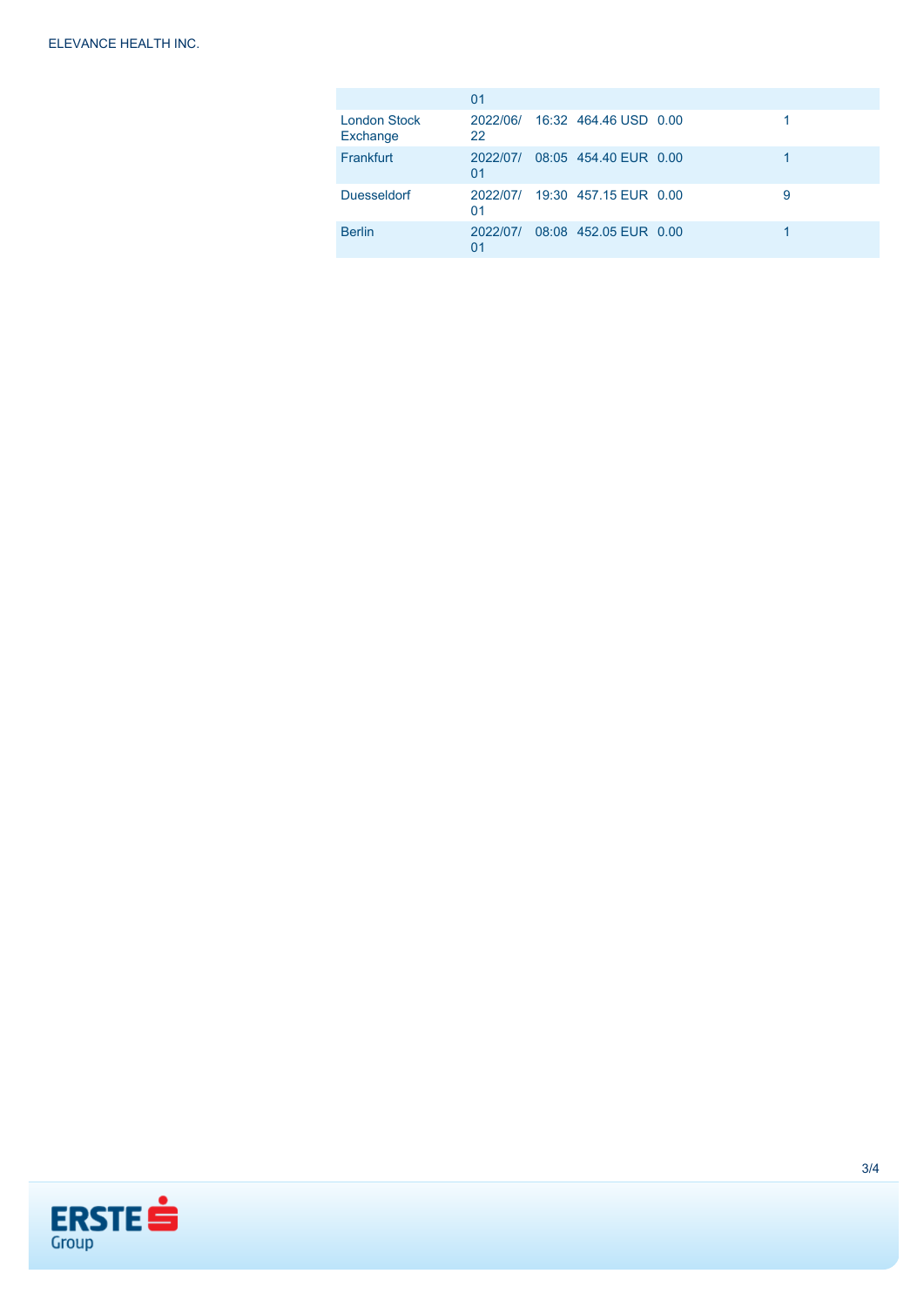| | | | | | | |
|---|---|---|---|---|---|---|
| | 01 | | | | | |
| London Stock Exchange | 2022/06/22 | 16:32 | 464.46 USD | 0.00 | | 1 |
| Frankfurt | 2022/07/01 | 08:05 | 454.40 EUR | 0.00 | | 1 |
| Duesseldorf | 2022/07/01 | 19:30 | 457.15 EUR | 0.00 | | 9 |
| Berlin | 2022/07/01 | 08:08 | 452.05 EUR | 0.00 | | 1 |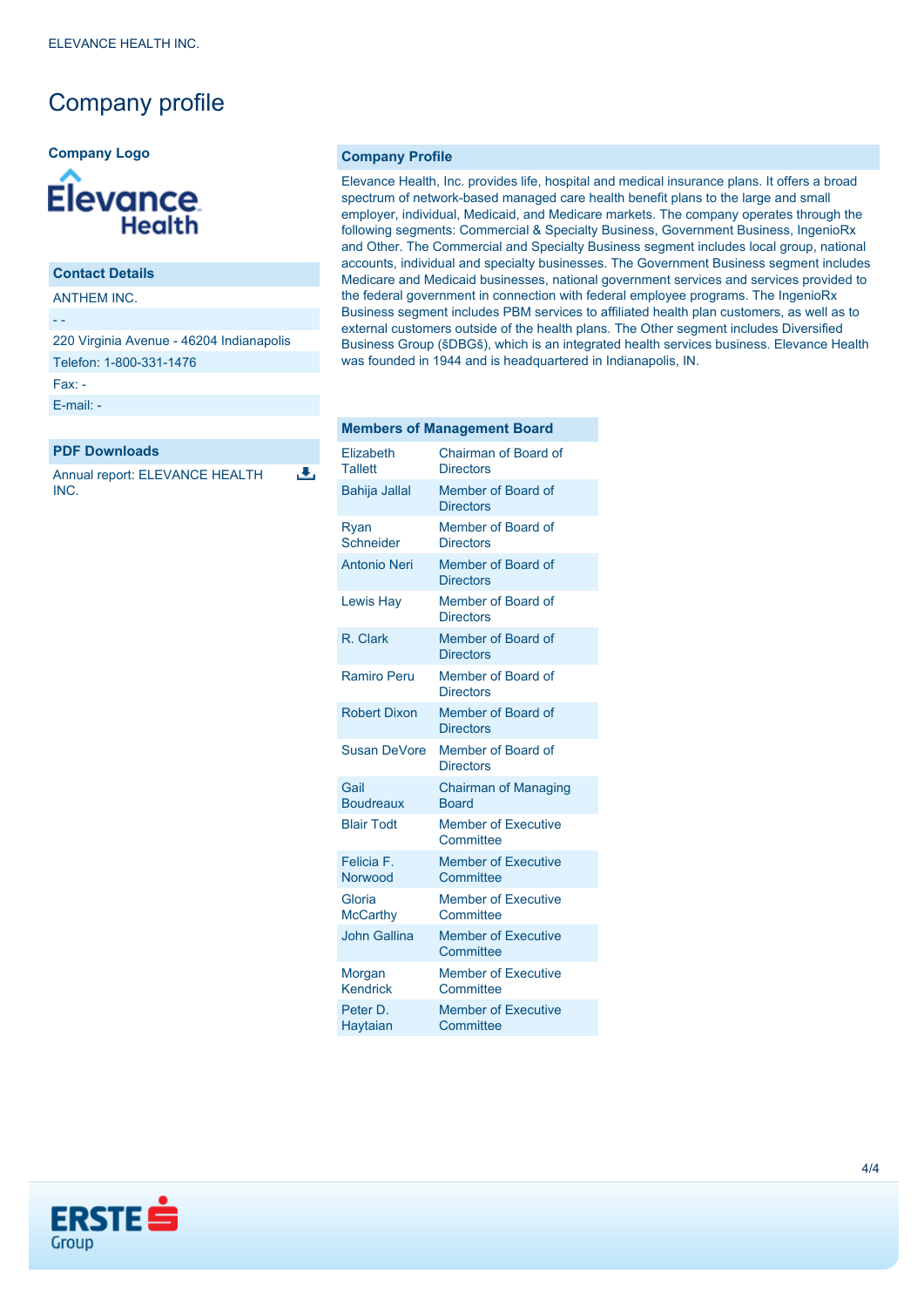# Company profile

**Company Logo**

## Contact Details

ANTHEM INC.

- -

220 Virginia Avenue - 46204 Indianapolis

Telefon: 1-800-331-1476

Fax: -

E-mail: -

## PDF Downloads

Annual report: ELEVANCE HEALTH INC.

## Company Profile

Elevance Health, Inc. provides life, hospital and medical insurance plans. It offers a broad spectrum of network-based managed care health benefit plans to the large and small employer, individual, Medicaid, and Medicare markets. The company operates through the following segments: Commercial & Specialty Business, Government Business, IngenioRx and Other. The Commercial and Specialty Business segment includes local group, national accounts, individual and specialty businesses. The Government Business segment includes Medicare and Medicaid businesses, national government services and services provided to the federal government in connection with federal employee programs. The IngenioRx Business segment includes PBM services to affiliated health plan customers, as well as to external customers outside of the health plans. The Other segment includes Diversified Business Group (šDBGš), which is an integrated health services business. Elevance Health was founded in 1944 and is headquartered in Indianapolis, IN.

## Members of Management Board

| | |
|---|---|
| Elizabeth Tallett | Chairman of Board of Directors |
| Bahija Jallal | Member of Board of Directors |
| Ryan Schneider | Member of Board of Directors |
| Antonio Neri | Member of Board of Directors |
| Lewis Hay | Member of Board of Directors |
| R. Clark | Member of Board of Directors |
| Ramiro Peru | Member of Board of Directors |
| Robert Dixon | Member of Board of Directors |
| Susan DeVore | Member of Board of Directors |
| Gail Boudreaux | Chairman of Managing Board |
| Blair Todt | Member of Executive Committee |
| Felicia F. Norwood | Member of Executive Committee |
| Gloria McCarthy | Member of Executive Committee |
| John Gallina | Member of Executive Committee |
| Morgan Kendrick | Member of Executive Committee |
| Peter D. Haytaian | Member of Executive Committee |